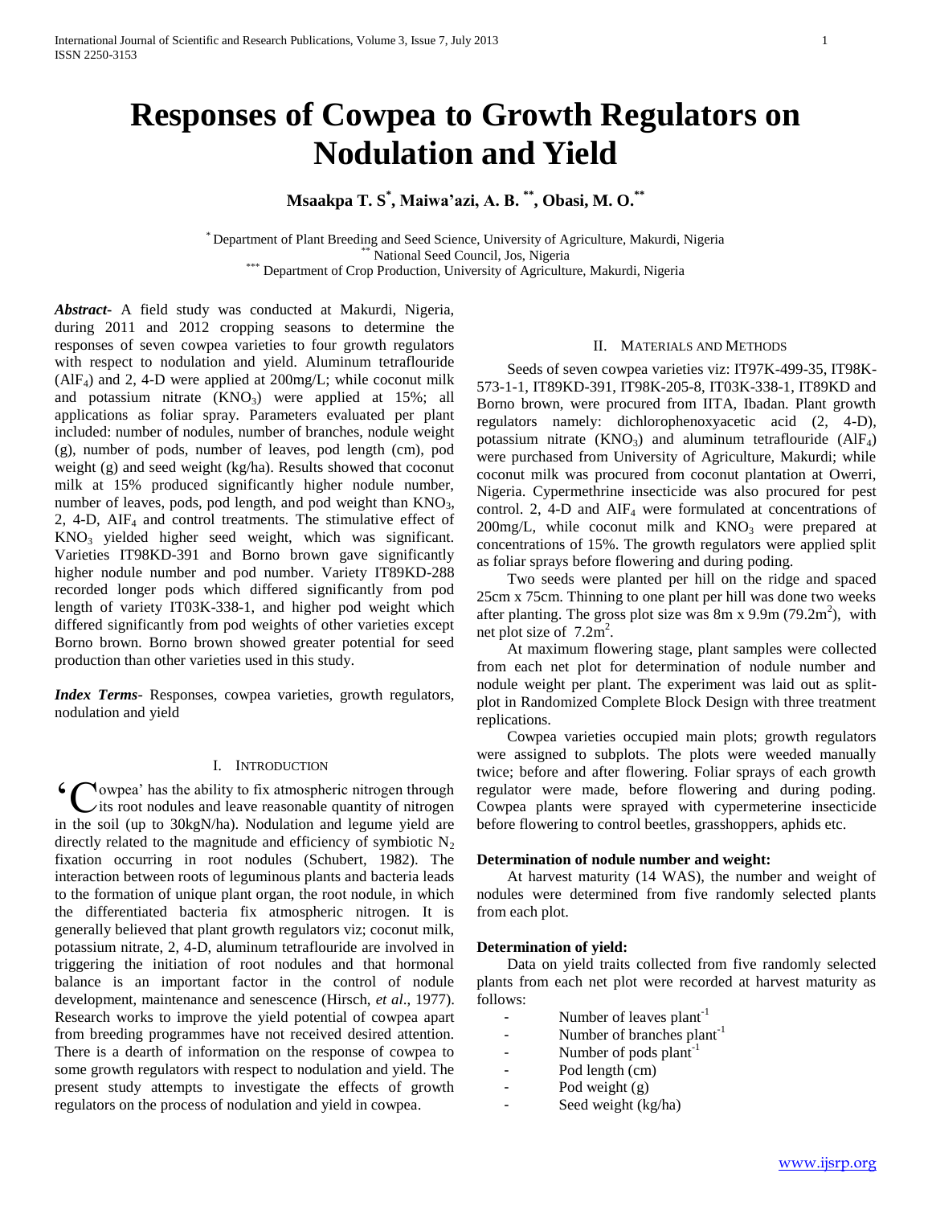# Responses of Cowpea to Growth Regulators on Nodulation and Yield

**Msaakpa T. S[*], Maiwa'azi, A. B. [**], Obasi, M. O.[**]**

[*] Department of Plant Breeding and Seed Science, University of Agriculture, Makurdi, Nigeria
[**] National Seed Council, Jos, Nigeria
[***] Department of Crop Production, University of Agriculture, Makurdi, Nigeria

***Abstract***- A field study was conducted at Makurdi, Nigeria, during 2011 and 2012 cropping seasons to determine the responses of seven cowpea varieties to four growth regulators with respect to nodulation and yield. Aluminum tetraflouride ($AlF_4$) and 2, 4-D were applied at 200mg/L; while coconut milk and potassium nitrate ($KNO_3$) were applied at 15%; all applications as foliar spray. Parameters evaluated per plant included: number of nodules, number of branches, nodule weight (g), number of pods, number of leaves, pod length (cm), pod weight (g) and seed weight (kg/ha). Results showed that coconut milk at 15% produced significantly higher nodule number, number of leaves, pods, pod length, and pod weight than $KNO_3$, 2, 4-D, $AIF_4$ and control treatments. The stimulative effect of $KNO_3$ yielded higher seed weight, which was significant. Varieties IT98KD-391 and Borno brown gave significantly higher nodule number and pod number. Variety IT89KD-288 recorded longer pods which differed significantly from pod length of variety IT03K-338-1, and higher pod weight which differed significantly from pod weights of other varieties except Borno brown. Borno brown showed greater potential for seed production than other varieties used in this study.

***Index Terms***- Responses, cowpea varieties, growth regulators, nodulation and yield

## I. Introduction

'Cowpea' has the ability to fix atmospheric nitrogen through its root nodules and leave reasonable quantity of nitrogen in the soil (up to 30kgN/ha). Nodulation and legume yield are directly related to the magnitude and efficiency of symbiotic $N_2$ fixation occurring in root nodules (Schubert, 1982). The interaction between roots of leguminous plants and bacteria leads to the formation of unique plant organ, the root nodule, in which the differentiated bacteria fix atmospheric nitrogen. It is generally believed that plant growth regulators viz; coconut milk, potassium nitrate, 2, 4-D, aluminum tetraflouride are involved in triggering the initiation of root nodules and that hormonal balance is an important factor in the control of nodule development, maintenance and senescence (Hirsch, *et al*., 1977). Research works to improve the yield potential of cowpea apart from breeding programmes have not received desired attention. There is a dearth of information on the response of cowpea to some growth regulators with respect to nodulation and yield. The present study attempts to investigate the effects of growth regulators on the process of nodulation and yield in cowpea.

## II. Materials and Methods

Seeds of seven cowpea varieties viz: IT97K-499-35, IT98K-573-1-1, IT89KD-391, IT98K-205-8, IT03K-338-1, IT89KD and Borno brown, were procured from IITA, Ibadan. Plant growth regulators namely: dichlorophenoxyacetic acid (2, 4-D), potassium nitrate ($KNO_3$) and aluminum tetraflouride ($AlF_4$) were purchased from University of Agriculture, Makurdi; while coconut milk was procured from coconut plantation at Owerri, Nigeria. Cypermethrine insecticide was also procured for pest control. 2, 4-D and $AIF_4$ were formulated at concentrations of 200mg/L, while coconut milk and $KNO_3$ were prepared at concentrations of 15%. The growth regulators were applied split as foliar sprays before flowering and during poding.

Two seeds were planted per hill on the ridge and spaced 25cm x 75cm. Thinning to one plant per hill was done two weeks after planting. The gross plot size was 8m x 9.9m ($79.2m^2$), with net plot size of $7.2m^2$.

At maximum flowering stage, plant samples were collected from each net plot for determination of nodule number and nodule weight per plant. The experiment was laid out as split-plot in Randomized Complete Block Design with three treatment replications.

Cowpea varieties occupied main plots; growth regulators were assigned to subplots. The plots were weeded manually twice; before and after flowering. Foliar sprays of each growth regulator were made, before flowering and during poding. Cowpea plants were sprayed with cypermeterine insecticide before flowering to control beetles, grasshoppers, aphids etc.

**Determination of nodule number and weight:**

At harvest maturity (14 WAS), the number and weight of nodules were determined from five randomly selected plants from each plot.

**Determination of yield:**

Data on yield traits collected from five randomly selected plants from each net plot were recorded at harvest maturity as follows:

- Number of leaves $plant^{-1}$
- Number of branches $plant^{-1}$
- Number of pods $plant^{-1}$
- Pod length (cm)
- Pod weight (g)
- Seed weight (kg/ha)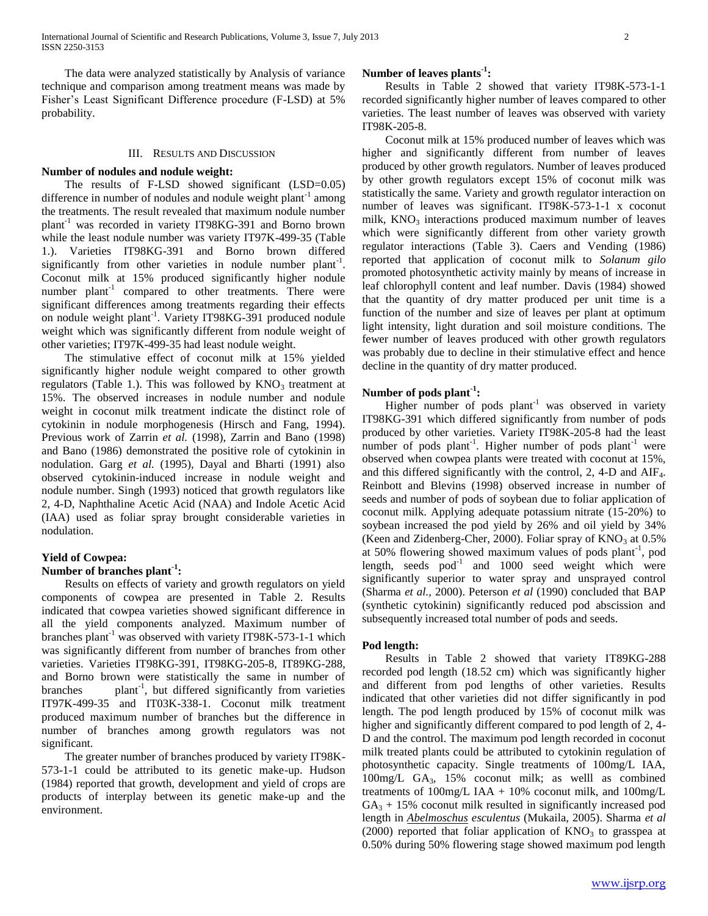The data were analyzed statistically by Analysis of variance technique and comparison among treatment means was made by Fisher's Least Significant Difference procedure (F-LSD) at 5% probability.

## III. Results and Discussion

### Number of nodules and nodule weight:

The results of F-LSD showed significant (LSD=0.05) difference in number of nodules and nodule weight plant$^{-1}$ among the treatments. The result revealed that maximum nodule number plant$^{-1}$ was recorded in variety IT98KG-391 and Borno brown while the least nodule number was variety IT97K-499-35 (Table 1.). Varieties IT98KG-391 and Borno brown differed significantly from other varieties in nodule number plant$^{-1}$. Coconut milk at 15% produced significantly higher nodule number plant$^{-1}$ compared to other treatments. There were significant differences among treatments regarding their effects on nodule weight plant$^{-1}$. Variety IT98KG-391 produced nodule weight which was significantly different from nodule weight of other varieties; IT97K-499-35 had least nodule weight.

The stimulative effect of coconut milk at 15% yielded significantly higher nodule weight compared to other growth regulators (Table 1.). This was followed by $KNO_3$ treatment at 15%. The observed increases in nodule number and nodule weight in coconut milk treatment indicate the distinct role of cytokinin in nodule morphogenesis (Hirsch and Fang, 1994). Previous work of Zarrin *et al.* (1998), Zarrin and Bano (1998) and Bano (1986) demonstrated the positive role of cytokinin in nodulation. Garg *et al.* (1995), Dayal and Bharti (1991) also observed cytokinin-induced increase in nodule weight and nodule number. Singh (1993) noticed that growth regulators like 2, 4-D, Naphthaline Acetic Acid (NAA) and Indole Acetic Acid (IAA) used as foliar spray brought considerable varieties in nodulation.

### Yield of Cowpea:

### Number of branches plant$^{-1}$:

Results on effects of variety and growth regulators on yield components of cowpea are presented in Table 2. Results indicated that cowpea varieties showed significant difference in all the yield components analyzed. Maximum number of branches plant$^{-1}$ was observed with variety IT98K-573-1-1 which was significantly different from number of branches from other varieties. Varieties IT98KG-391, IT98KG-205-8, IT89KG-288, and Borno brown were statistically the same in number of branches plant$^{-1}$, but differed significantly from varieties IT97K-499-35 and IT03K-338-1. Coconut milk treatment produced maximum number of branches but the difference in number of branches among growth regulators was not significant.

The greater number of branches produced by variety IT98K-573-1-1 could be attributed to its genetic make-up. Hudson (1984) reported that growth, development and yield of crops are products of interplay between its genetic make-up and the environment.

### Number of leaves plants$^{-1}$:

Results in Table 2 showed that variety IT98K-573-1-1 recorded significantly higher number of leaves compared to other varieties. The least number of leaves was observed with variety IT98K-205-8.

Coconut milk at 15% produced number of leaves which was higher and significantly different from number of leaves produced by other growth regulators. Number of leaves produced by other growth regulators except 15% of coconut milk was statistically the same. Variety and growth regulator interaction on number of leaves was significant. IT98K-573-1-1 x coconut milk, $KNO_3$ interactions produced maximum number of leaves which were significantly different from other variety growth regulator interactions (Table 3). Caers and Vending (1986) reported that application of coconut milk to *Solanum gilo* promoted photosynthetic activity mainly by means of increase in leaf chlorophyll content and leaf number. Davis (1984) showed that the quantity of dry matter produced per unit time is a function of the number and size of leaves per plant at optimum light intensity, light duration and soil moisture conditions. The fewer number of leaves produced with other growth regulators was probably due to decline in their stimulative effect and hence decline in the quantity of dry matter produced.

### Number of pods plant$^{-1}$:

Higher number of pods plant$^{-1}$ was observed in variety IT98KG-391 which differed significantly from number of pods produced by other varieties. Variety IT98K-205-8 had the least number of pods plant$^{-1}$. Higher number of pods plant$^{-1}$ were observed when cowpea plants were treated with coconut at 15%, and this differed significantly with the control, 2, 4-D and $AIF_4$. Reinbott and Blevins (1998) observed increase in number of seeds and number of pods of soybean due to foliar application of coconut milk. Applying adequate potassium nitrate (15-20%) to soybean increased the pod yield by 26% and oil yield by 34% (Keen and Zidenberg-Cher, 2000). Foliar spray of $KNO_3$ at 0.5% at 50% flowering showed maximum values of pods plant$^{-1}$, pod length, seeds pod$^{-1}$ and 1000 seed weight which were significantly superior to water spray and unsprayed control (Sharma *et al.,* 2000). Peterson *et al* (1990) concluded that BAP (synthetic cytokinin) significantly reduced pod abscission and subsequently increased total number of pods and seeds.

### Pod length:

Results in Table 2 showed that variety IT89KG-288 recorded pod length (18.52 cm) which was significantly higher and different from pod lengths of other varieties. Results indicated that other varieties did not differ significantly in pod length. The pod length produced by 15% of coconut milk was higher and significantly different compared to pod length of 2, 4-D and the control. The maximum pod length recorded in coconut milk treated plants could be attributed to cytokinin regulation of photosynthetic capacity. Single treatments of 100mg/L IAA, 100mg/L $GA_3$, 15% coconut milk; as welll as combined treatments of 100mg/L IAA + 10% coconut milk, and 100mg/L $GA_3$ + 15% coconut milk resulted in significantly increased pod length in *Abelmoschus esculentus* (Mukaila, 2005). Sharma *et al* (2000) reported that foliar application of $KNO_3$ to grasspea at 0.50% during 50% flowering stage showed maximum pod length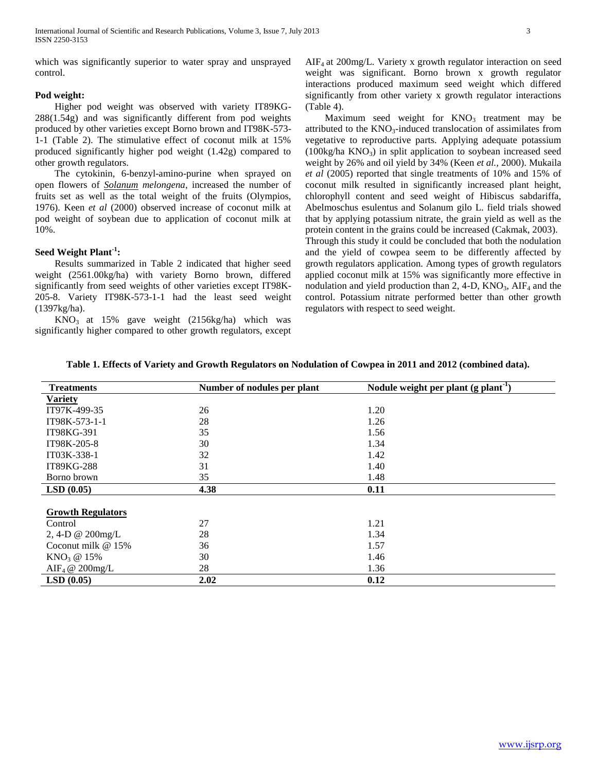which was significantly superior to water spray and unsprayed control.

**Pod weight:**

Higher pod weight was observed with variety IT89KG-288(1.54g) and was significantly different from pod weights produced by other varieties except Borno brown and IT98K-573-1-1 (Table 2). The stimulative effect of coconut milk at 15% produced significantly higher pod weight (1.42g) compared to other growth regulators.

The cytokinin, 6-benzyl-amino-purine when sprayed on open flowers of *Solanum melongena*, increased the number of fruits set as well as the total weight of the fruits (Olympios, 1976). Keen *et al* (2000) observed increase of coconut milk at pod weight of soybean due to application of coconut milk at 10%.

**Seed Weight Plant$^{-1}$:**

Results summarized in Table 2 indicated that higher seed weight (2561.00kg/ha) with variety Borno brown, differed significantly from seed weights of other varieties except IT98K-205-8. Variety IT98K-573-1-1 had the least seed weight (1397kg/ha).

$KNO_3$ at 15% gave weight (2156kg/ha) which was significantly higher compared to other growth regulators, except $AIF_4$ at 200mg/L. Variety x growth regulator interaction on seed weight was significant. Borno brown x growth regulator interactions produced maximum seed weight which differed significantly from other variety x growth regulator interactions (Table 4).

Maximum seed weight for $KNO_3$ treatment may be attributed to the $KNO_3$-induced translocation of assimilates from vegetative to reproductive parts. Applying adequate potassium (100kg/ha $KNO_3$) in split application to soybean increased seed weight by 26% and oil yield by 34% (Keen *et al.*, 2000). Mukaila *et al* (2005) reported that single treatments of 10% and 15% of coconut milk resulted in significantly increased plant height, chlorophyll content and seed weight of Hibiscus sabdariffa, Abelmoschus esulentus and Solanum gilo L. field trials showed that by applying potassium nitrate, the grain yield as well as the protein content in the grains could be increased (Cakmak, 2003). Through this study it could be concluded that both the nodulation and the yield of cowpea seem to be differently affected by growth regulators application. Among types of growth regulators applied coconut milk at 15% was significantly more effective in nodulation and yield production than 2, 4-D, $KNO_3$, $AIF_4$ and the control. Potassium nitrate performed better than other growth regulators with respect to seed weight.

**Table 1. Effects of Variety and Growth Regulators on Nodulation of Cowpea in 2011 and 2012 (combined data).**

| Treatments | Number of nodules per plant | Nodule weight per plant (g plant$^{-1}$) |
|---|---|---|
| **Variety** | | |
| IT97K-499-35 | 26 | 1.20 |
| IT98K-573-1-1 | 28 | 1.26 |
| IT98KG-391 | 35 | 1.56 |
| IT98K-205-8 | 30 | 1.34 |
| IT03K-338-1 | 32 | 1.42 |
| IT89KG-288 | 31 | 1.40 |
| Borno brown | 35 | 1.48 |
| **LSD (0.05)** | **4.38** | **0.11** |
| | | |
| **Growth Regulators** | | |
| Control | 27 | 1.21 |
| 2, 4-D @ 200mg/L | 28 | 1.34 |
| Coconut milk @ 15% | 36 | 1.57 |
| $KNO_3$ @ 15% | 30 | 1.46 |
| $AIF_4$ @ 200mg/L | 28 | 1.36 |
| **LSD (0.05)** | **2.02** | **0.12** |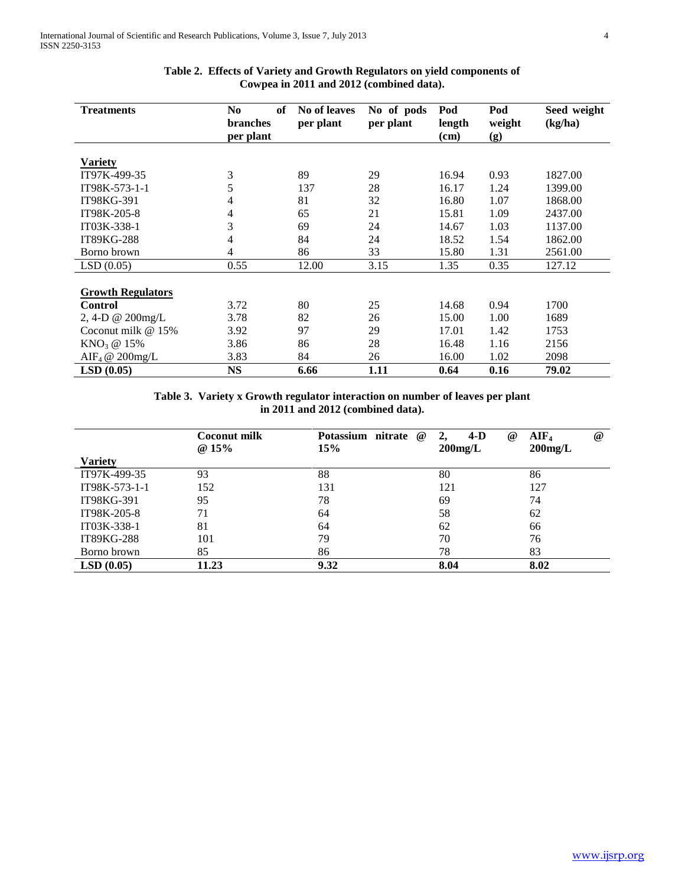**Table 2. Effects of Variety and Growth Regulators on yield components of Cowpea in 2011 and 2012 (combined data).**

| Treatments | No of branches per plant | No of leaves per plant | No of pods per plant | Pod length (cm) | Pod weight (g) | Seed weight (kg/ha) |
|---|---|---|---|---|---|---|
| **Variety** | | | | | | |
| IT97K-499-35 | 3 | 89 | 29 | 16.94 | 0.93 | 1827.00 |
| IT98K-573-1-1 | 5 | 137 | 28 | 16.17 | 1.24 | 1399.00 |
| IT98KG-391 | 4 | 81 | 32 | 16.80 | 1.07 | 1868.00 |
| IT98K-205-8 | 4 | 65 | 21 | 15.81 | 1.09 | 2437.00 |
| IT03K-338-1 | 3 | 69 | 24 | 14.67 | 1.03 | 1137.00 |
| IT89KG-288 | 4 | 84 | 24 | 18.52 | 1.54 | 1862.00 |
| Borno brown | 4 | 86 | 33 | 15.80 | 1.31 | 2561.00 |
| LSD (0.05) | 0.55 | 12.00 | 3.15 | 1.35 | 0.35 | 127.12 |
| **Growth Regulators** | | | | | | |
| **Control** | 3.72 | 80 | 25 | 14.68 | 0.94 | 1700 |
| 2, 4-D @ 200mg/L | 3.78 | 82 | 26 | 15.00 | 1.00 | 1689 |
| Coconut milk @ 15% | 3.92 | 97 | 29 | 17.01 | 1.42 | 1753 |
| $KNO_3$ @ 15% | 3.86 | 86 | 28 | 16.48 | 1.16 | 2156 |
| $AIF_4$ @ 200mg/L | 3.83 | 84 | 26 | 16.00 | 1.02 | 2098 |
| **LSD (0.05)** | **NS** | **6.66** | **1.11** | **0.64** | **0.16** | **79.02** |

**Table 3. Variety x Growth regulator interaction on number of leaves per plant in 2011 and 2012 (combined data).**

| Variety | Coconut milk @ 15% | Potassium nitrate @ 15% | 2, 4-D @ 200mg/L | $AIF_4$ @ 200mg/L |
|---|---|---|---|---|
| IT97K-499-35 | 93 | 88 | 80 | 86 |
| IT98K-573-1-1 | 152 | 131 | 121 | 127 |
| IT98KG-391 | 95 | 78 | 69 | 74 |
| IT98K-205-8 | 71 | 64 | 58 | 62 |
| IT03K-338-1 | 81 | 64 | 62 | 66 |
| IT89KG-288 | 101 | 79 | 70 | 76 |
| Borno brown | 85 | 86 | 78 | 83 |
| **LSD (0.05)** | **11.23** | **9.32** | **8.04** | **8.02** |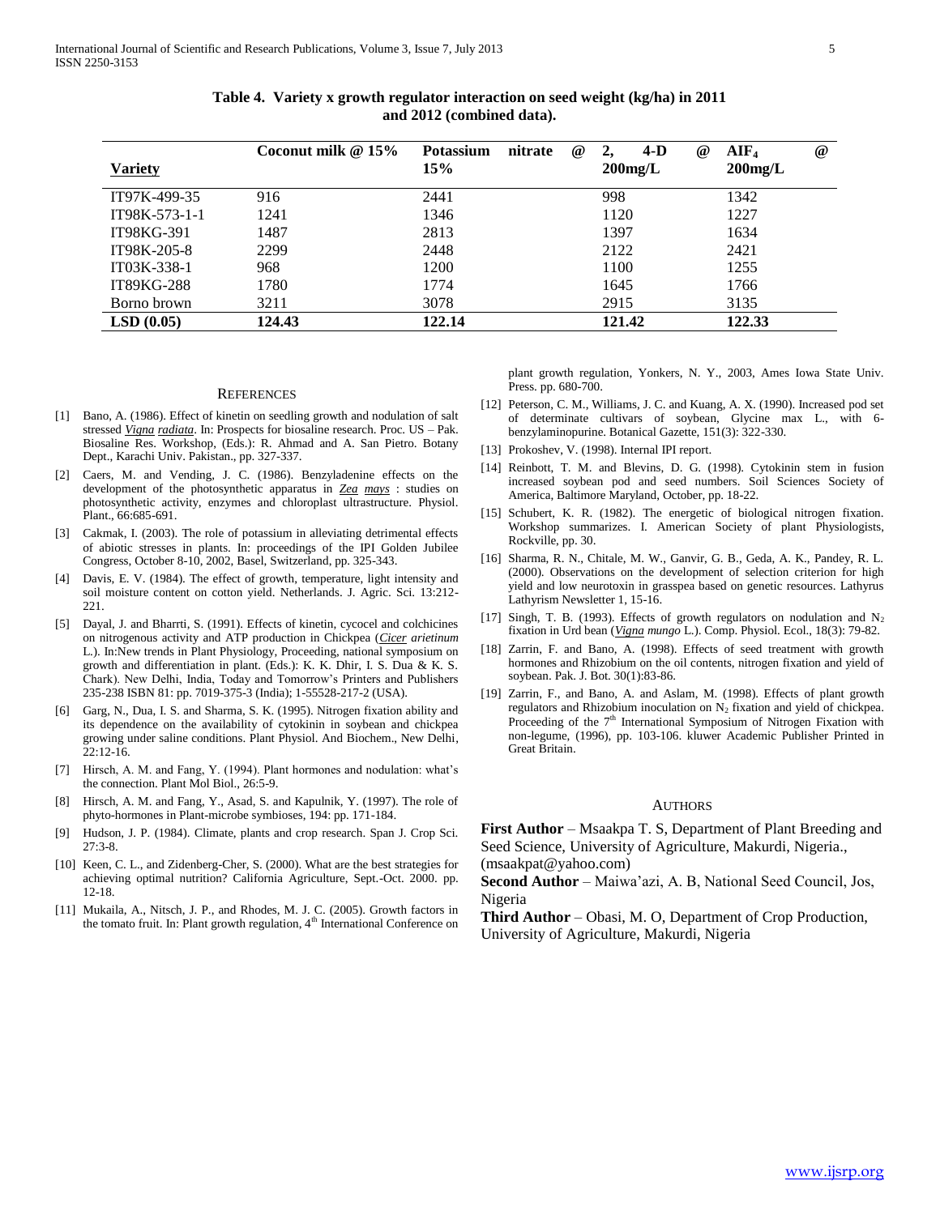**Table 4. Variety x growth regulator interaction on seed weight (kg/ha) in 2011 and 2012 (combined data).**

| Variety | Coconut milk @ 15% | Potassium nitrate @ 15% | 2, 4-D @ 200mg/L | $AIF_4$ @ 200mg/L |
|---|---|---|---|---|
| IT97K-499-35 | 916 | 2441 | 998 | 1342 |
| IT98K-573-1-1 | 1241 | 1346 | 1120 | 1227 |
| IT98KG-391 | 1487 | 2813 | 1397 | 1634 |
| IT98K-205-8 | 2299 | 2448 | 2122 | 2421 |
| IT03K-338-1 | 968 | 1200 | 1100 | 1255 |
| IT89KG-288 | 1780 | 1774 | 1645 | 1766 |
| Borno brown | 3211 | 3078 | 2915 | 3135 |
| **LSD (0.05)** | **124.43** | **122.14** | **121.42** | **122.33** |

## References

[1] Bano, A. (1986). Effect of kinetin on seedling growth and nodulation of salt stressed *Vigna radiata*. In: Prospects for biosaline research. Proc. US – Pak. Biosaline Res. Workshop, (Eds.): R. Ahmad and A. San Pietro. Botany Dept., Karachi Univ. Pakistan., pp. 327-337.

[2] Caers, M. and Vending, J. C. (1986). Benzyladenine effects on the development of the photosynthetic apparatus in *Zea mays* : studies on photosynthetic activity, enzymes and chloroplast ultrastructure. Physiol. Plant., 66:685-691.

[3] Cakmak, I. (2003). The role of potassium in alleviating detrimental effects of abiotic stresses in plants. In: proceedings of the IPI Golden Jubilee Congress, October 8-10, 2002, Basel, Switzerland, pp. 325-343.

[4] Davis, E. V. (1984). The effect of growth, temperature, light intensity and soil moisture content on cotton yield. Netherlands. J. Agric. Sci. 13:212-221.

[5] Dayal, J. and Bharrti, S. (1991). Effects of kinetin, cycocel and colchicines on nitrogenous activity and ATP production in Chickpea (*Cicer arietinum* L.). In:New trends in Plant Physiology, Proceeding, national symposium on growth and differentiation in plant. (Eds.): K. K. Dhir, I. S. Dua & K. S. Chark). New Delhi, India, Today and Tomorrow's Printers and Publishers 235-238 ISBN 81: pp. 7019-375-3 (India); 1-55528-217-2 (USA).

[6] Garg, N., Dua, I. S. and Sharma, S. K. (1995). Nitrogen fixation ability and its dependence on the availability of cytokinin in soybean and chickpea growing under saline conditions. Plant Physiol. And Biochem., New Delhi, 22:12-16.

[7] Hirsch, A. M. and Fang, Y. (1994). Plant hormones and nodulation: what's the connection. Plant Mol Biol., 26:5-9.

[8] Hirsch, A. M. and Fang, Y., Asad, S. and Kapulnik, Y. (1997). The role of phyto-hormones in Plant-microbe symbioses, 194: pp. 171-184.

[9] Hudson, J. P. (1984). Climate, plants and crop research. Span J. Crop Sci. 27:3-8.

[10] Keen, C. L., and Zidenberg-Cher, S. (2000). What are the best strategies for achieving optimal nutrition? California Agriculture, Sept.-Oct. 2000. pp. 12-18.

[11] Mukaila, A., Nitsch, J. P., and Rhodes, M. J. C. (2005). Growth factors in the tomato fruit. In: Plant growth regulation, 4th International Conference on plant growth regulation, Yonkers, N. Y., 2003, Ames Iowa State Univ. Press. pp. 680-700.

[12] Peterson, C. M., Williams, J. C. and Kuang, A. X. (1990). Increased pod set of determinate cultivars of soybean, Glycine max L., with 6-benzylaminopurine. Botanical Gazette, 151(3): 322-330.

[13] Prokoshev, V. (1998). Internal IPI report.

[14] Reinbott, T. M. and Blevins, D. G. (1998). Cytokinin stem in fusion increased soybean pod and seed numbers. Soil Sciences Society of America, Baltimore Maryland, October, pp. 18-22.

[15] Schubert, K. R. (1982). The energetic of biological nitrogen fixation. Workshop summarizes. I. American Society of plant Physiologists, Rockville, pp. 30.

[16] Sharma, R. N., Chitale, M. W., Ganvir, G. B., Geda, A. K., Pandey, R. L. (2000). Observations on the development of selection criterion for high yield and low neurotoxin in grasspea based on genetic resources. Lathyrus Lathyrism Newsletter 1, 15-16.

[17] Singh, T. B. (1993). Effects of growth regulators on nodulation and $N_2$ fixation in Urd bean (*Vigna mungo* L.). Comp. Physiol. Ecol., 18(3): 79-82.

[18] Zarrin, F. and Bano, A. (1998). Effects of seed treatment with growth hormones and Rhizobium on the oil contents, nitrogen fixation and yield of soybean. Pak. J. Bot. 30(1):83-86.

[19] Zarrin, F., and Bano, A. and Aslam, M. (1998). Effects of plant growth regulators and Rhizobium inoculation on $N_2$ fixation and yield of chickpea. Proceeding of the 7th International Symposium of Nitrogen Fixation with non-legume, (1996), pp. 103-106. kluwer Academic Publisher Printed in Great Britain.

## Authors

**First Author** – Msaakpa T. S, Department of Plant Breeding and Seed Science, University of Agriculture, Makurdi, Nigeria., (msaakpat@yahoo.com)

**Second Author** – Maiwa'azi, A. B, National Seed Council, Jos, Nigeria

**Third Author** – Obasi, M. O, Department of Crop Production, University of Agriculture, Makurdi, Nigeria